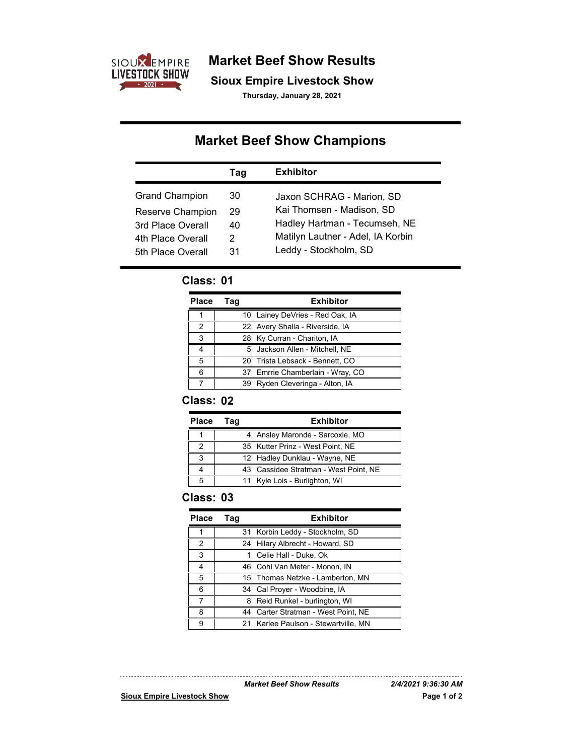# Market Beef Show Results

## Sioux Empire Livestock Show

**Thursday, January 28, 2021**

## Market Beef Show Champions

| | Tag | Exhibitor |
|---|---|---|
| Grand Champion | 30 | Jaxon SCHRAG - Marion, SD |
| Reserve Champion | 29 | Kai Thomsen - Madison, SD |
| 3rd Place Overall | 40 | Hadley Hartman - Tecumseh, NE |
| 4th Place Overall | 2 | Matilyn Lautner - Adel, IA Korbin |
| 5th Place Overall | 31 | Leddy - Stockholm, SD |

### Class: 01

| Place | Tag | Exhibitor |
|---|---|---|
| 1 | 10 | Lainey DeVries - Red Oak, IA |
| 2 | 22 | Avery Shalla - Riverside, IA |
| 3 | 28 | Ky Curran - Chariton, IA |
| 4 | 5 | Jackson Allen - Mitchell, NE |
| 5 | 20 | Trista Lebsack - Bennett, CO |
| 6 | 37 | Emrrie Chamberlain - Wray, CO |
| 7 | 39 | Ryden Cleveringa - Alton, IA |

### Class: 02

| Place | Tag | Exhibitor |
|---|---|---|
| 1 | 4 | Ansley Maronde - Sarcoxie, MO |
| 2 | 35 | Kutter Prinz - West Point, NE |
| 3 | 12 | Hadley Dunklau - Wayne, NE |
| 4 | 43 | Cassidee Stratman - West Point, NE |
| 5 | 11 | Kyle Lois - Burlighton, WI |

### Class: 03

| Place | Tag | Exhibitor |
|---|---|---|
| 1 | 31 | Korbin Leddy - Stockholm, SD |
| 2 | 24 | Hilary Albrecht - Howard, SD |
| 3 | 1 | Celie Hall - Duke, Ok |
| 4 | 46 | Cohl Van Meter - Monon, IN |
| 5 | 15 | Thomas Netzke - Lamberton, MN |
| 6 | 34 | Cal Proyer - Woodbine, IA |
| 7 | 8 | Reid Runkel - burlington, WI |
| 8 | 44 | Carter Stratman - West Point, NE |
| 9 | 21 | Karlee Paulson - Stewartville, MN |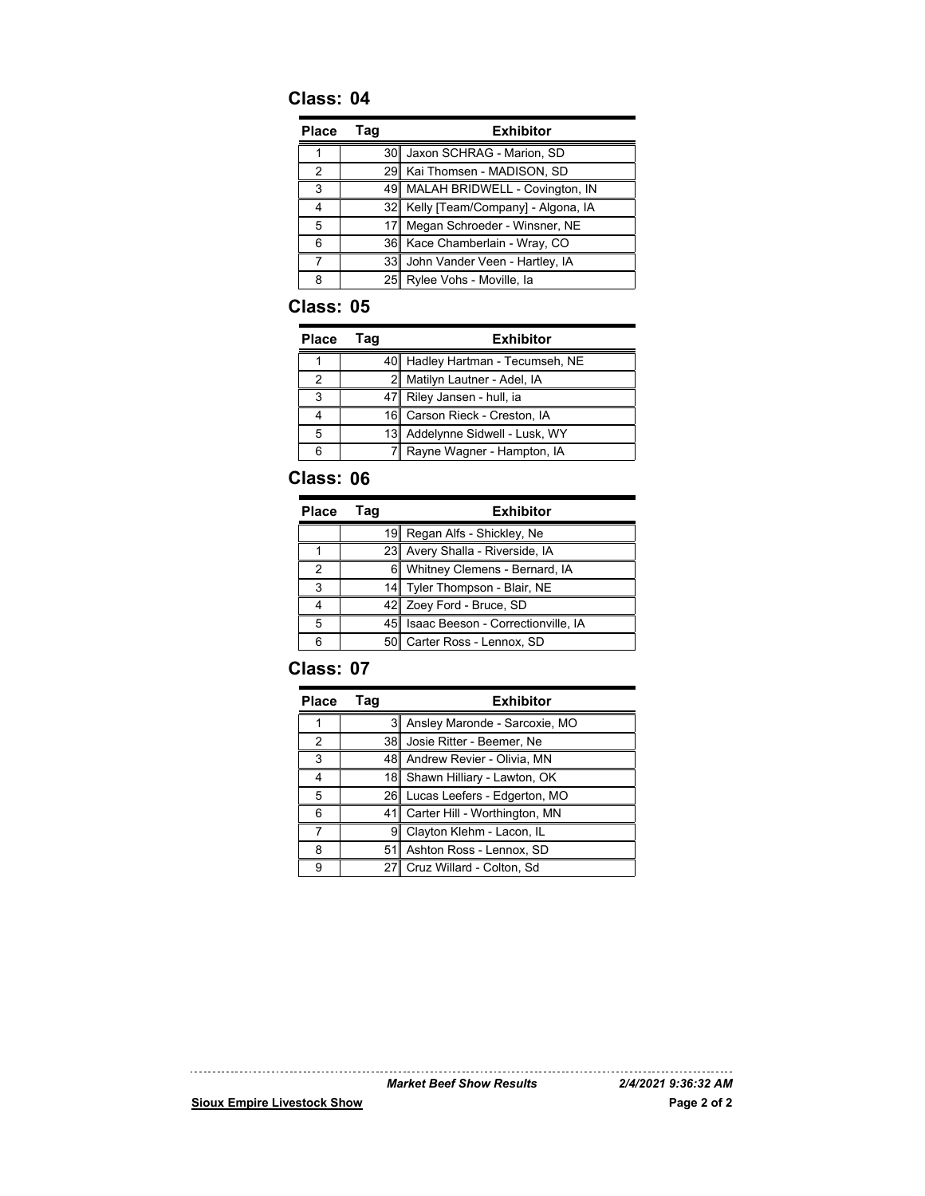## Class: 04

| Place | Tag | Exhibitor |
|---|---|---|
| 1 | 30 | Jaxon SCHRAG - Marion, SD |
| 2 | 29 | Kai Thomsen - MADISON, SD |
| 3 | 49 | MALAH BRIDWELL - Covington, IN |
| 4 | 32 | Kelly [Team/Company] - Algona, IA |
| 5 | 17 | Megan Schroeder - Winsner, NE |
| 6 | 36 | Kace Chamberlain - Wray, CO |
| 7 | 33 | John Vander Veen - Hartley, IA |
| 8 | 25 | Rylee Vohs - Moville, Ia |

## Class: 05

| Place | Tag | Exhibitor |
|---|---|---|
| 1 | 40 | Hadley Hartman - Tecumseh, NE |
| 2 | 2 | Matilyn Lautner - Adel, IA |
| 3 | 47 | Riley Jansen - hull, ia |
| 4 | 16 | Carson Rieck - Creston, IA |
| 5 | 13 | Addelynne Sidwell - Lusk, WY |
| 6 | 7 | Rayne Wagner - Hampton, IA |

## Class: 06

| Place | Tag | Exhibitor |
|---|---|---|
| | 19 | Regan Alfs - Shickley, Ne |
| 1 | 23 | Avery Shalla - Riverside, IA |
| 2 | 6 | Whitney Clemens - Bernard, IA |
| 3 | 14 | Tyler Thompson - Blair, NE |
| 4 | 42 | Zoey Ford - Bruce, SD |
| 5 | 45 | Isaac Beeson - Correctionville, IA |
| 6 | 50 | Carter Ross - Lennox, SD |

## Class: 07

| Place | Tag | Exhibitor |
|---|---|---|
| 1 | 3 | Ansley Maronde - Sarcoxie, MO |
| 2 | 38 | Josie Ritter - Beemer, Ne |
| 3 | 48 | Andrew Revier - Olivia, MN |
| 4 | 18 | Shawn Hilliary - Lawton, OK |
| 5 | 26 | Lucas Leefers - Edgerton, MO |
| 6 | 41 | Carter Hill - Worthington, MN |
| 7 | 9 | Clayton Klehm - Lacon, IL |
| 8 | 51 | Ashton Ross - Lennox, SD |
| 9 | 27 | Cruz Willard - Colton, Sd |